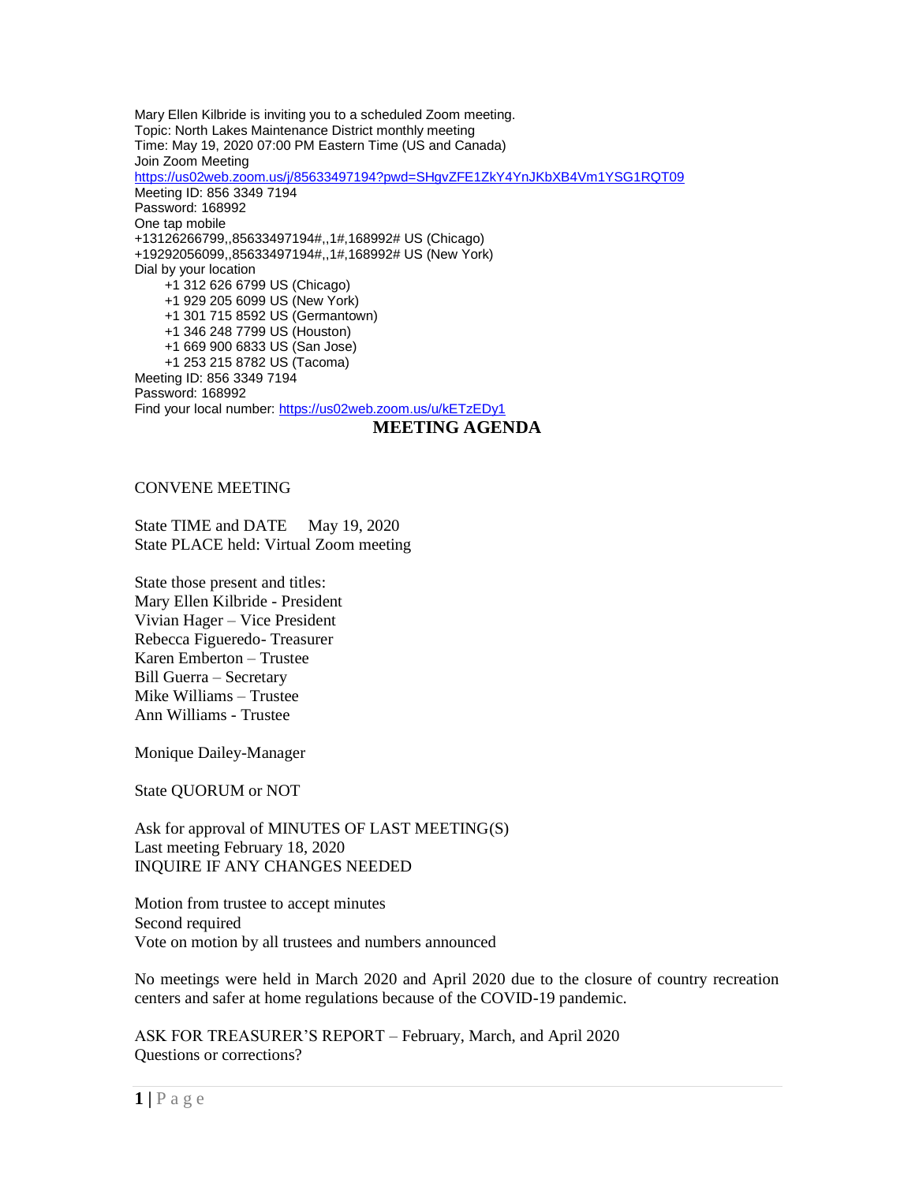Mary Ellen Kilbride is inviting you to a scheduled Zoom meeting.
Topic: North Lakes Maintenance District monthly meeting
Time: May 19, 2020 07:00 PM Eastern Time (US and Canada)
Join Zoom Meeting
https://us02web.zoom.us/j/85633497194?pwd=SHgvZFE1ZkY4YnJKbXB4Vm1YSG1RQT09
Meeting ID: 856 3349 7194
Password: 168992
One tap mobile
+13126266799,,85633497194#,,1#,168992# US (Chicago)
+19292056099,,85633497194#,,1#,168992# US (New York)
Dial by your location
+1 312 626 6799 US (Chicago)
+1 929 205 6099 US (New York)
+1 301 715 8592 US (Germantown)
+1 346 248 7799 US (Houston)
+1 669 900 6833 US (San Jose)
+1 253 215 8782 US (Tacoma)
Meeting ID: 856 3349 7194
Password: 168992
Find your local number: https://us02web.zoom.us/u/kETzEDy1

# MEETING AGENDA

CONVENE MEETING

State TIME and DATE May 19, 2020
State PLACE held: Virtual Zoom meeting

State those present and titles:
Mary Ellen Kilbride - President
Vivian Hager – Vice President
Rebecca Figueredo- Treasurer
Karen Emberton – Trustee
Bill Guerra – Secretary
Mike Williams – Trustee
Ann Williams - Trustee

Monique Dailey-Manager

State QUORUM or NOT

Ask for approval of MINUTES OF LAST MEETING(S)
Last meeting February 18, 2020
INQUIRE IF ANY CHANGES NEEDED

Motion from trustee to accept minutes
Second required
Vote on motion by all trustees and numbers announced

No meetings were held in March 2020 and April 2020 due to the closure of country recreation centers and safer at home regulations because of the COVID-19 pandemic.

ASK FOR TREASURER'S REPORT – February, March, and April 2020
Questions or corrections?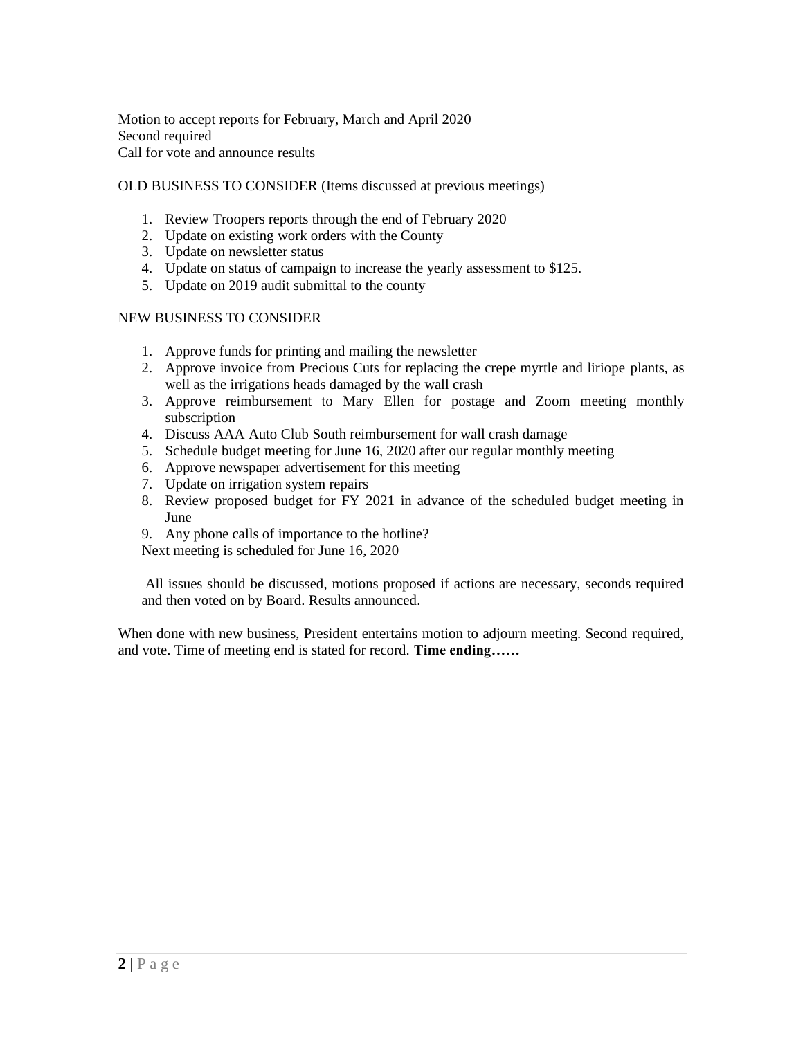Motion to accept reports for February, March and April 2020
Second required
Call for vote and announce results

OLD BUSINESS TO CONSIDER (Items discussed at previous meetings)

1. Review Troopers reports through the end of February 2020
2. Update on existing work orders with the County
3. Update on newsletter status
4. Update on status of campaign to increase the yearly assessment to $125.
5. Update on 2019 audit submittal to the county

NEW BUSINESS TO CONSIDER

1. Approve funds for printing and mailing the newsletter
2. Approve invoice from Precious Cuts for replacing the crepe myrtle and liriope plants, as well as the irrigations heads damaged by the wall crash
3. Approve reimbursement to Mary Ellen for postage and Zoom meeting monthly subscription
4. Discuss AAA Auto Club South reimbursement for wall crash damage
5. Schedule budget meeting for June 16, 2020 after our regular monthly meeting
6. Approve newspaper advertisement for this meeting
7. Update on irrigation system repairs
8. Review proposed budget for FY 2021 in advance of the scheduled budget meeting in June
9. Any phone calls of importance to the hotline?

Next meeting is scheduled for June 16, 2020

All issues should be discussed, motions proposed if actions are necessary, seconds required and then voted on by Board. Results announced.

When done with new business, President entertains motion to adjourn meeting. Second required, and vote. Time of meeting end is stated for record. **Time ending……**